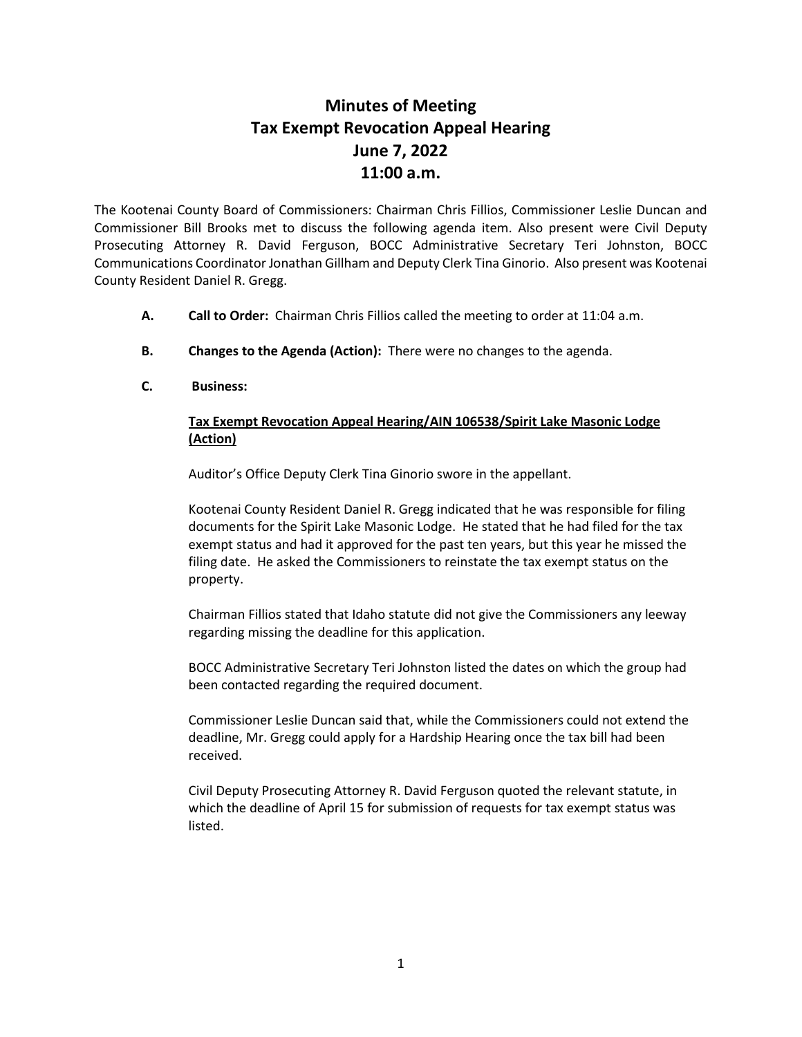# Minutes of Meeting
# Tax Exempt Revocation Appeal Hearing
# June 7, 2022
# 11:00 a.m.

The Kootenai County Board of Commissioners: Chairman Chris Fillios, Commissioner Leslie Duncan and Commissioner Bill Brooks met to discuss the following agenda item. Also present were Civil Deputy Prosecuting Attorney R. David Ferguson, BOCC Administrative Secretary Teri Johnston, BOCC Communications Coordinator Jonathan Gillham and Deputy Clerk Tina Ginorio. Also present was Kootenai County Resident Daniel R. Gregg.

**A. Call to Order:** Chairman Chris Fillios called the meeting to order at 11:04 a.m.

**B. Changes to the Agenda (Action):** There were no changes to the agenda.

**C. Business:**

**Tax Exempt Revocation Appeal Hearing/AIN 106538/Spirit Lake Masonic Lodge (Action)**

Auditor's Office Deputy Clerk Tina Ginorio swore in the appellant.

Kootenai County Resident Daniel R. Gregg indicated that he was responsible for filing documents for the Spirit Lake Masonic Lodge. He stated that he had filed for the tax exempt status and had it approved for the past ten years, but this year he missed the filing date. He asked the Commissioners to reinstate the tax exempt status on the property.

Chairman Fillios stated that Idaho statute did not give the Commissioners any leeway regarding missing the deadline for this application.

BOCC Administrative Secretary Teri Johnston listed the dates on which the group had been contacted regarding the required document.

Commissioner Leslie Duncan said that, while the Commissioners could not extend the deadline, Mr. Gregg could apply for a Hardship Hearing once the tax bill had been received.

Civil Deputy Prosecuting Attorney R. David Ferguson quoted the relevant statute, in which the deadline of April 15 for submission of requests for tax exempt status was listed.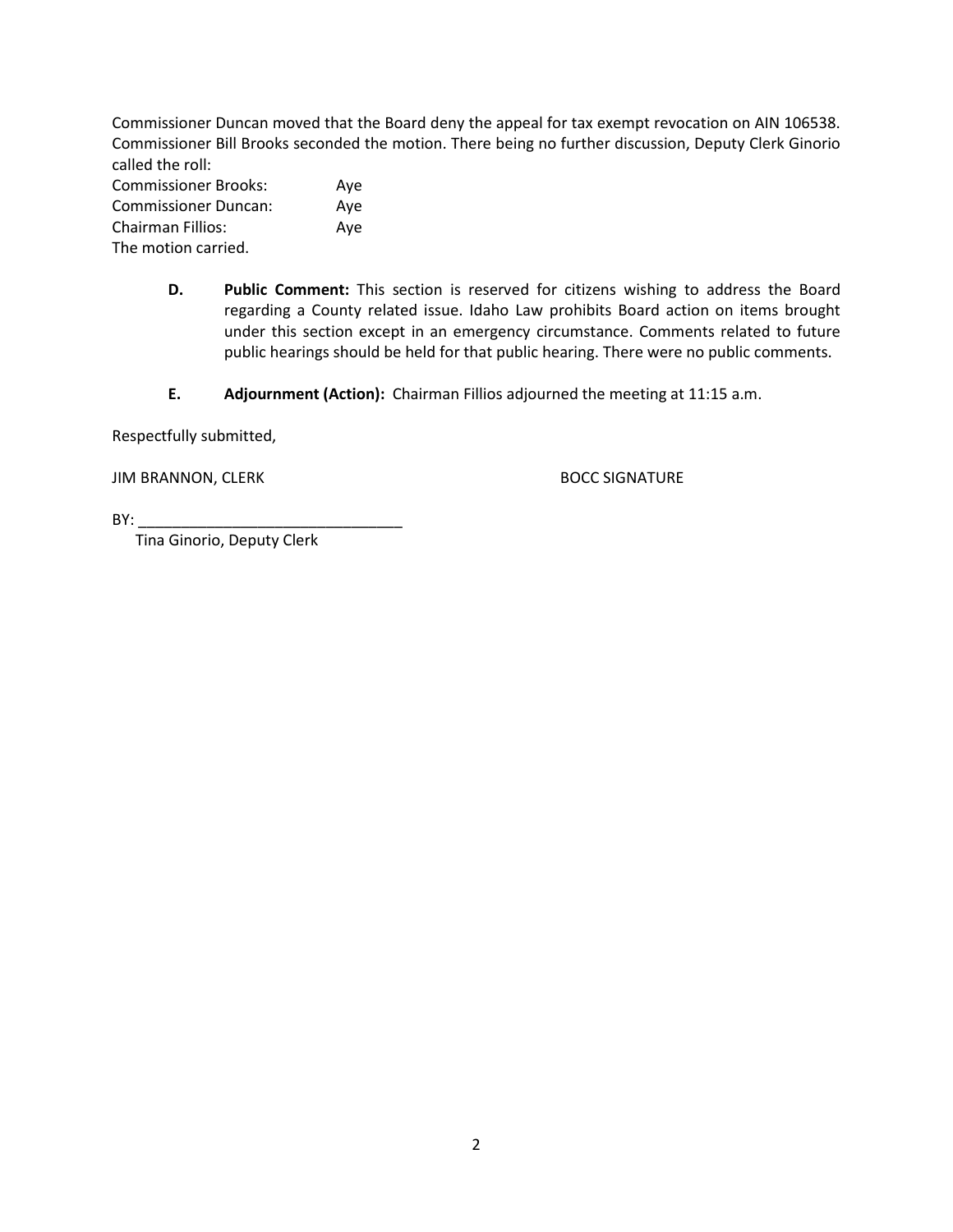Commissioner Duncan moved that the Board deny the appeal for tax exempt revocation on AIN 106538. Commissioner Bill Brooks seconded the motion. There being no further discussion, Deputy Clerk Ginorio called the roll:

| | |
|---|---|
| Commissioner Brooks: | Aye |
| Commissioner Duncan: | Aye |
| Chairman Fillios: | Aye |

The motion carried.

**D. Public Comment:** This section is reserved for citizens wishing to address the Board regarding a County related issue. Idaho Law prohibits Board action on items brought under this section except in an emergency circumstance. Comments related to future public hearings should be held for that public hearing. There were no public comments.

**E. Adjournment (Action):** Chairman Fillios adjourned the meeting at 11:15 a.m.

Respectfully submitted,

JIM BRANNON, CLERK

BOCC SIGNATURE

BY: _______________________________

Tina Ginorio, Deputy Clerk